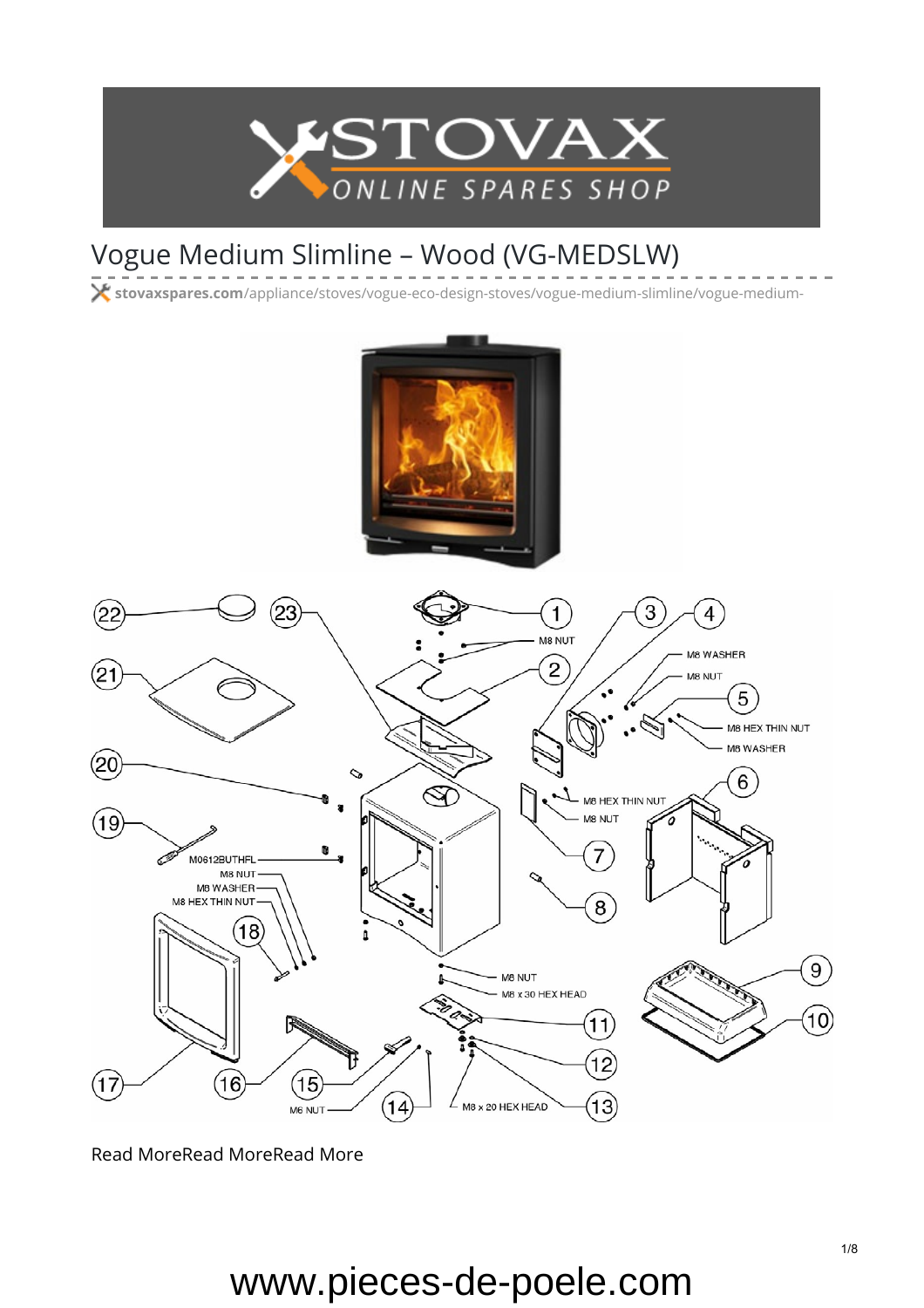# Vogue Medium Slimline – Wood (VG-MEDSLW)

stovaxspares.com/appliance/stoves/vogue-eco-design-stoves/vogue-medium-slimline/vogue-medium-

Read MoreRead MoreRead More

www.pieces-de-poele.com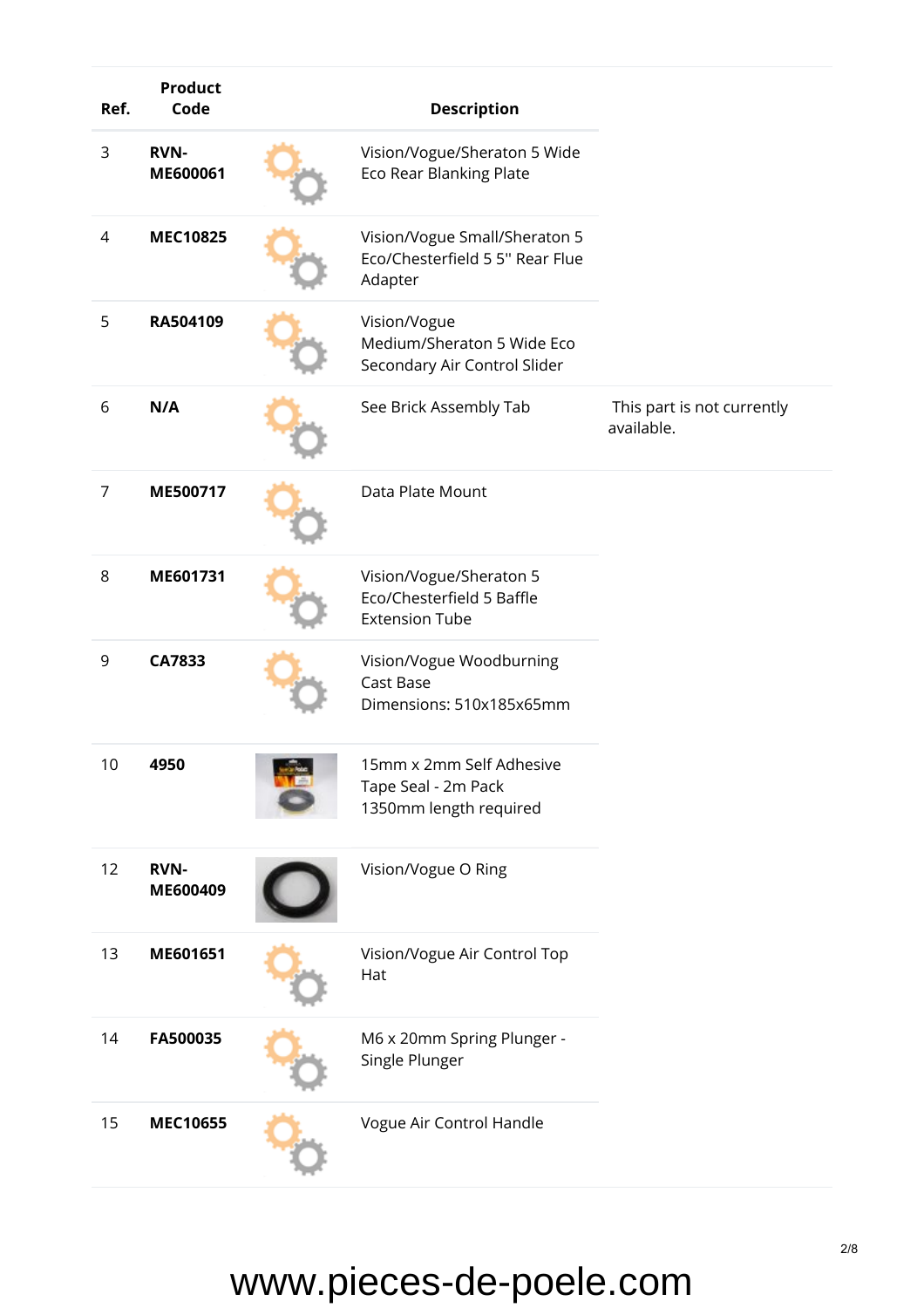| Ref. | Product Code | | Description | |
|---|---|---|---|---|
| 3 | **RVN-ME600061** | | Vision/Vogue/Sheraton 5 Wide Eco Rear Blanking Plate | |
| 4 | **MEC10825** | | Vision/Vogue Small/Sheraton 5 Eco/Chesterfield 5 5'' Rear Flue Adapter | |
| 5 | **RA504109** | | Vision/Vogue Medium/Sheraton 5 Wide Eco Secondary Air Control Slider | |
| 6 | **N/A** | | See Brick Assembly Tab | This part is not currently available. |
| 7 | **ME500717** | | Data Plate Mount | |
| 8 | **ME601731** | | Vision/Vogue/Sheraton 5 Eco/Chesterfield 5 Baffle Extension Tube | |
| 9 | **CA7833** | | Vision/Vogue Woodburning Cast Base Dimensions: 510x185x65mm | |
| 10 | **4950** | | 15mm x 2mm Self Adhesive Tape Seal - 2m Pack 1350mm length required | |
| 12 | **RVN-ME600409** | | Vision/Vogue O Ring | |
| 13 | **ME601651** | | Vision/Vogue Air Control Top Hat | |
| 14 | **FA500035** | | M6 x 20mm Spring Plunger - Single Plunger | |
| 15 | **MEC10655** | | Vogue Air Control Handle | |

www.pieces-de-poele.com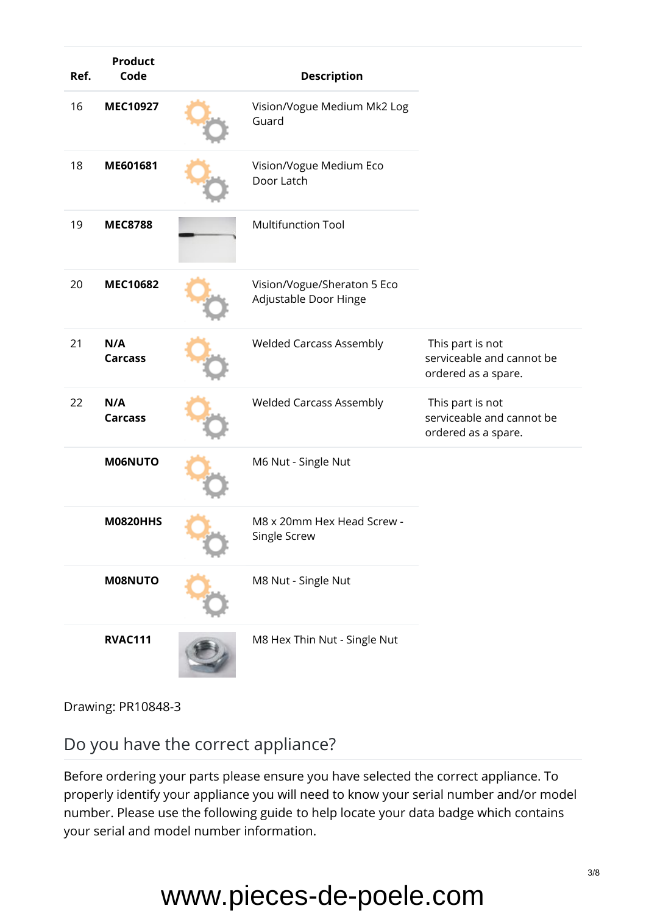| Ref. | Product Code | | Description | |
|---|---|---|---|---|
| 16 | **MEC10927** | | Vision/Vogue Medium Mk2 Log Guard | |
| 18 | **ME601681** | | Vision/Vogue Medium Eco Door Latch | |
| 19 | **MEC8788** | | Multifunction Tool | |
| 20 | **MEC10682** | | Vision/Vogue/Sheraton 5 Eco Adjustable Door Hinge | |
| 21 | **N/A Carcass** | | Welded Carcass Assembly | This part is not serviceable and cannot be ordered as a spare. |
| 22 | **N/A Carcass** | | Welded Carcass Assembly | This part is not serviceable and cannot be ordered as a spare. |
| | **M06NUTO** | | M6 Nut - Single Nut | |
| | **M0820HHS** | | M8 x 20mm Hex Head Screw - Single Screw | |
| | **M08NUTO** | | M8 Nut - Single Nut | |
| | **RVAC111** | | M8 Hex Thin Nut - Single Nut | |

Drawing: PR10848-3

## Do you have the correct appliance?

Before ordering your parts please ensure you have selected the correct appliance. To properly identify your appliance you will need to know your serial number and/or model number. Please use the following guide to help locate your data badge which contains your serial and model number information.

www.pieces-de-poele.com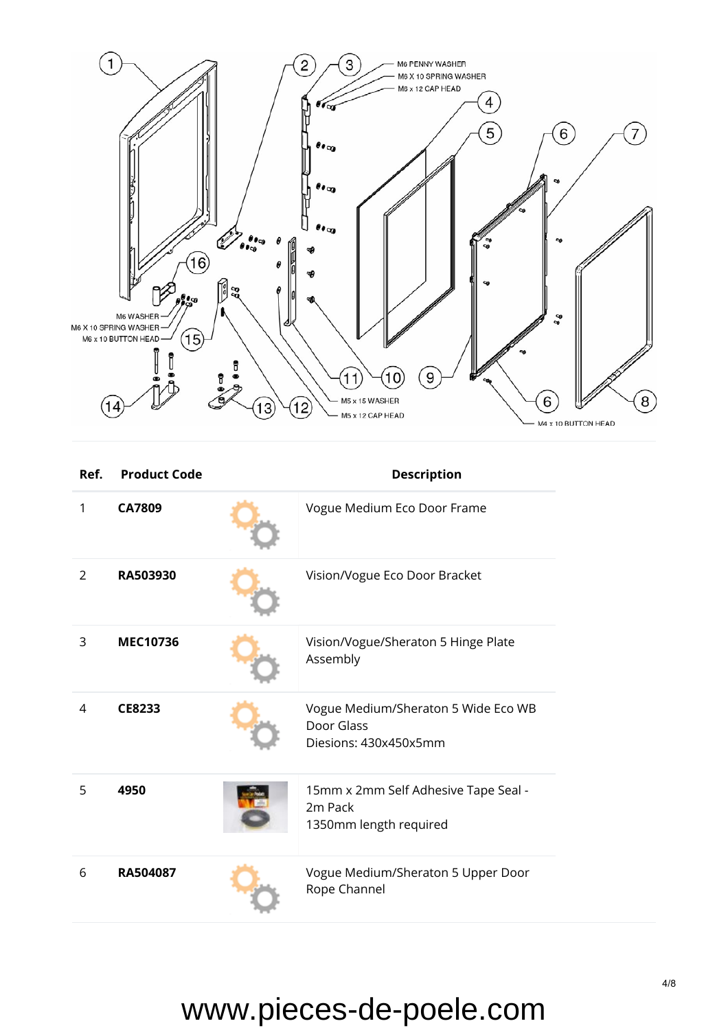| Ref. | Product Code | | Description |
|---|---|---|---|
| 1 | **CA7809** | | Vogue Medium Eco Door Frame |
| 2 | **RA503930** | | Vision/Vogue Eco Door Bracket |
| 3 | **MEC10736** | | Vision/Vogue/Sheraton 5 Hinge Plate Assembly |
| 4 | **CE8233** | | Vogue Medium/Sheraton 5 Wide Eco WB Door Glass<br>Diesions: 430x450x5mm |
| 5 | **4950** | | 15mm x 2mm Self Adhesive Tape Seal - 2m Pack<br>1350mm length required |
| 6 | **RA504087** | | Vogue Medium/Sheraton 5 Upper Door Rope Channel |

www.pieces-de-poele.com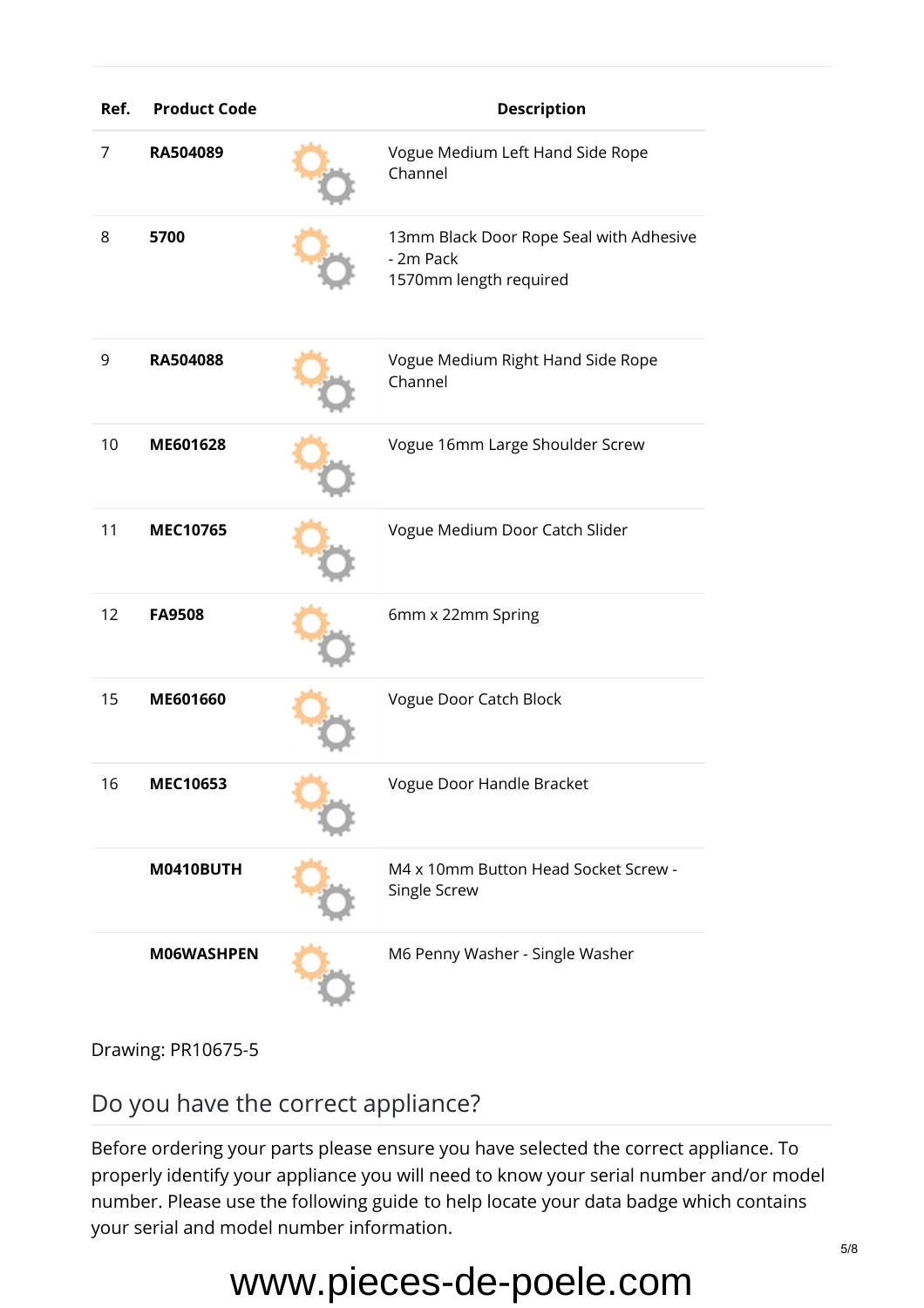| Ref. | Product Code | | Description |
|---|---|---|---|
| 7 | **RA504089** | | Vogue Medium Left Hand Side Rope Channel |
| 8 | **5700** | | 13mm Black Door Rope Seal with Adhesive - 2m Pack<br>1570mm length required |
| 9 | **RA504088** | | Vogue Medium Right Hand Side Rope Channel |
| 10 | **ME601628** | | Vogue 16mm Large Shoulder Screw |
| 11 | **MEC10765** | | Vogue Medium Door Catch Slider |
| 12 | **FA9508** | | 6mm x 22mm Spring |
| 15 | **ME601660** | | Vogue Door Catch Block |
| 16 | **MEC10653** | | Vogue Door Handle Bracket |
| | **M0410BUTH** | | M4 x 10mm Button Head Socket Screw - Single Screw |
| | **M06WASHPEN** | | M6 Penny Washer - Single Washer |

Drawing: PR10675-5

## Do you have the correct appliance?

Before ordering your parts please ensure you have selected the correct appliance. To properly identify your appliance you will need to know your serial number and/or model number. Please use the following guide to help locate your data badge which contains your serial and model number information.

www.pieces-de-poele.com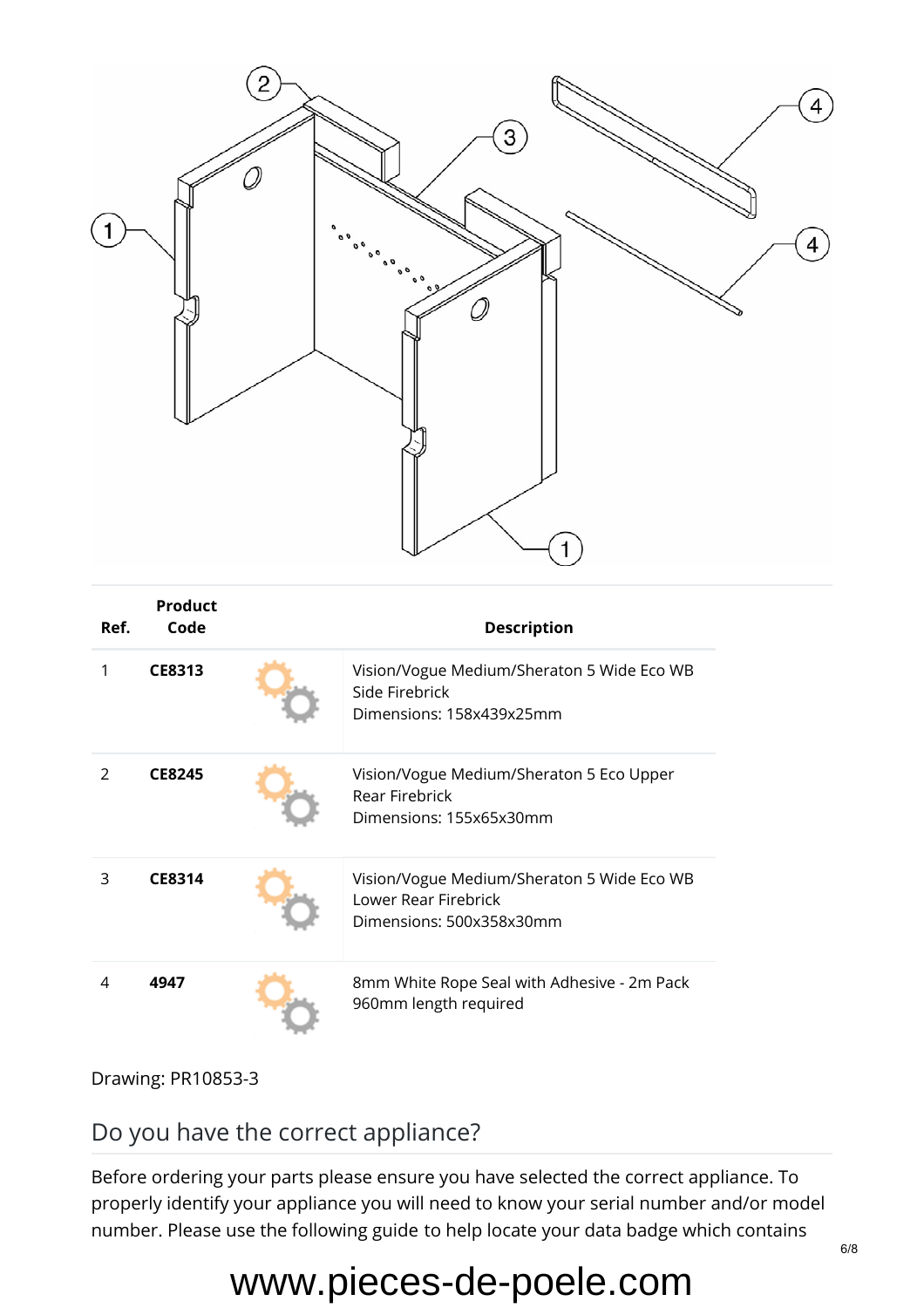| Ref. | Product Code | | Description |
|---|---|---|---|
| 1 | **CE8313** | | Vision/Vogue Medium/Sheraton 5 Wide Eco WB Side Firebrick<br>Dimensions: 158x439x25mm |
| 2 | **CE8245** | | Vision/Vogue Medium/Sheraton 5 Eco Upper Rear Firebrick<br>Dimensions: 155x65x30mm |
| 3 | **CE8314** | | Vision/Vogue Medium/Sheraton 5 Wide Eco WB Lower Rear Firebrick<br>Dimensions: 500x358x30mm |
| 4 | **4947** | | 8mm White Rope Seal with Adhesive - 2m Pack<br>960mm length required |

Drawing: PR10853-3

## Do you have the correct appliance?

Before ordering your parts please ensure you have selected the correct appliance. To properly identify your appliance you will need to know your serial number and/or model number. Please use the following guide to help locate your data badge which contains

www.pieces-de-poele.com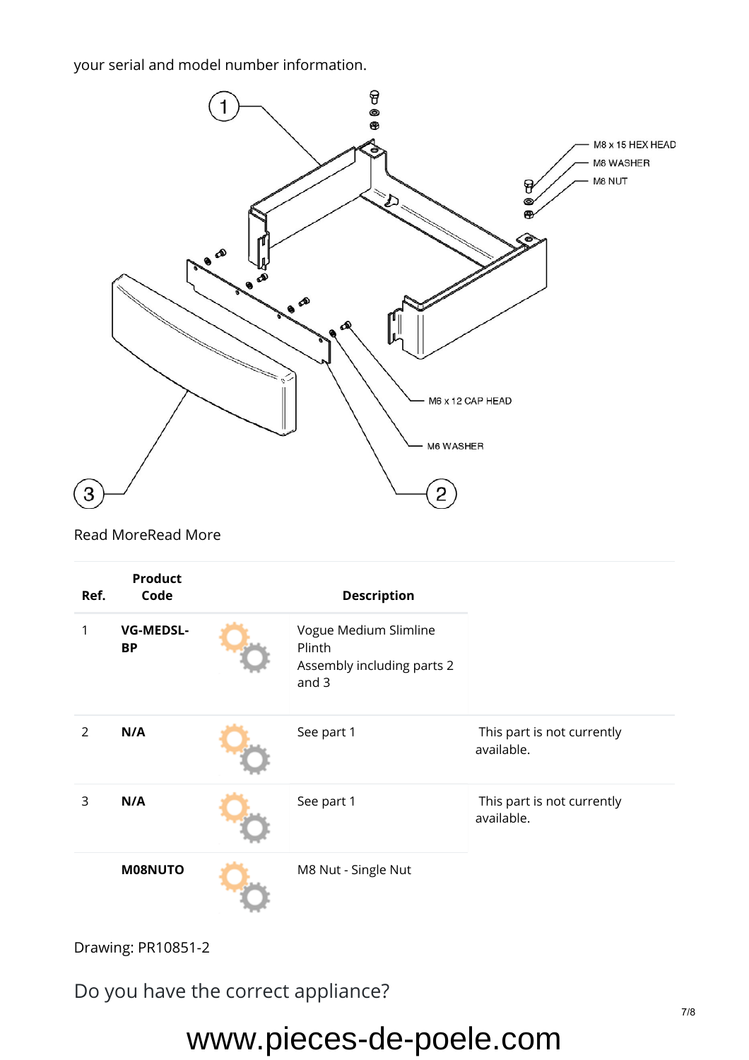your serial and model number information.

Read MoreRead More

| Ref. | Product Code | | Description | |
|---|---|---|---|---|
| 1 | **VG-MEDSL-BP** | | Vogue Medium Slimline Plinth Assembly including parts 2 and 3 | |
| 2 | **N/A** | | See part 1 | This part is not currently available. |
| 3 | **N/A** | | See part 1 | This part is not currently available. |
| | **M08NUTO** | | M8 Nut - Single Nut | |

Drawing: PR10851-2

## Do you have the correct appliance?

www.pieces-de-poele.com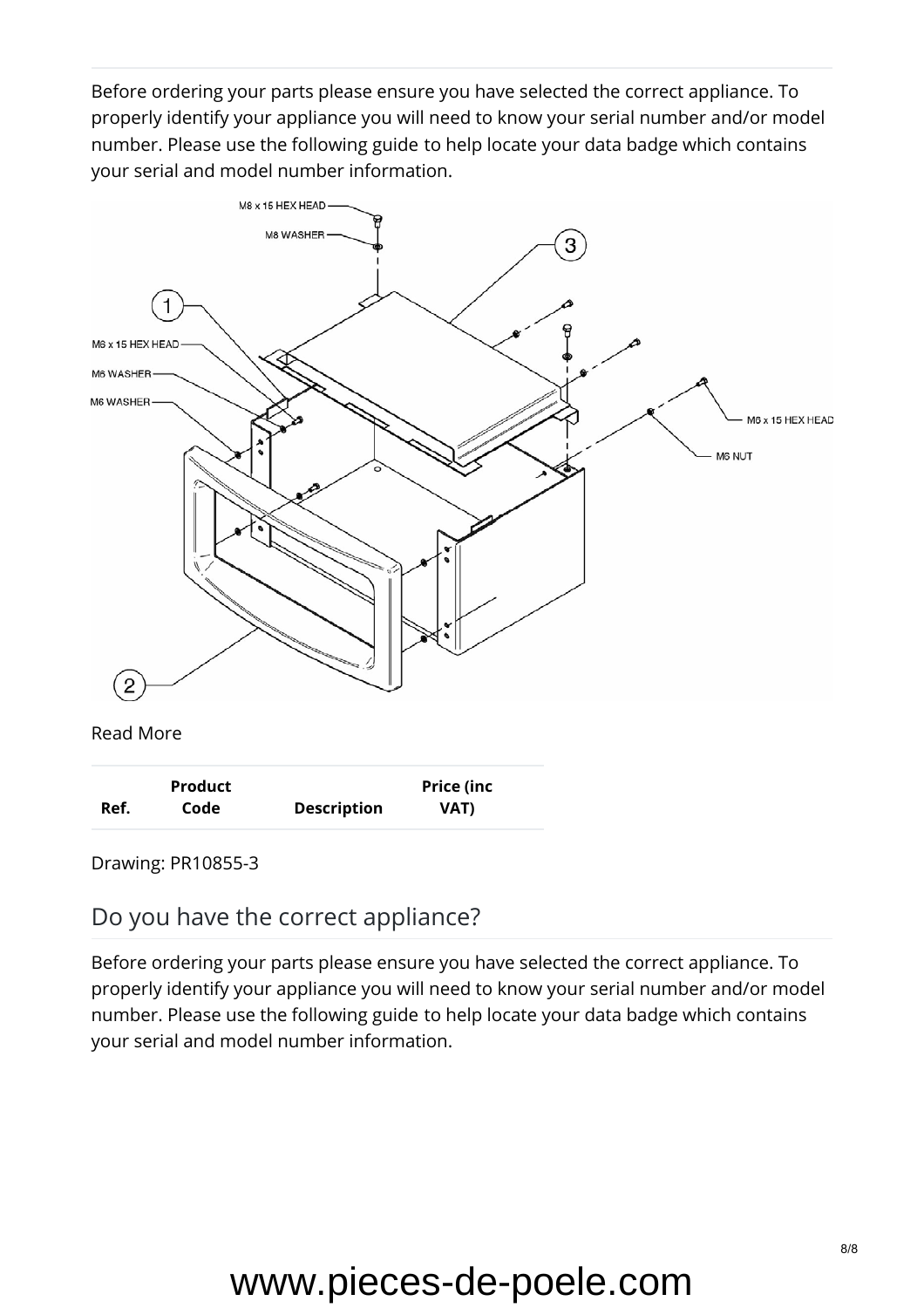Before ordering your parts please ensure you have selected the correct appliance. To properly identify your appliance you will need to know your serial number and/or model number. Please use the following guide to help locate your data badge which contains your serial and model number information.

M8 x 15 HEX HEAD

M8 WASHER

3

1

M6 x 15 HEX HEAD

M6 WASHER

M6 WASHER

M6 x 15 HEX HEAD

M6 NUT

2

Read More

| Ref. | Product Code | Description | Price (inc VAT) |
|---|---|---|---|

Drawing: PR10855-3

## Do you have the correct appliance?

Before ordering your parts please ensure you have selected the correct appliance. To properly identify your appliance you will need to know your serial number and/or model number. Please use the following guide to help locate your data badge which contains your serial and model number information.

www.pieces-de-poele.com